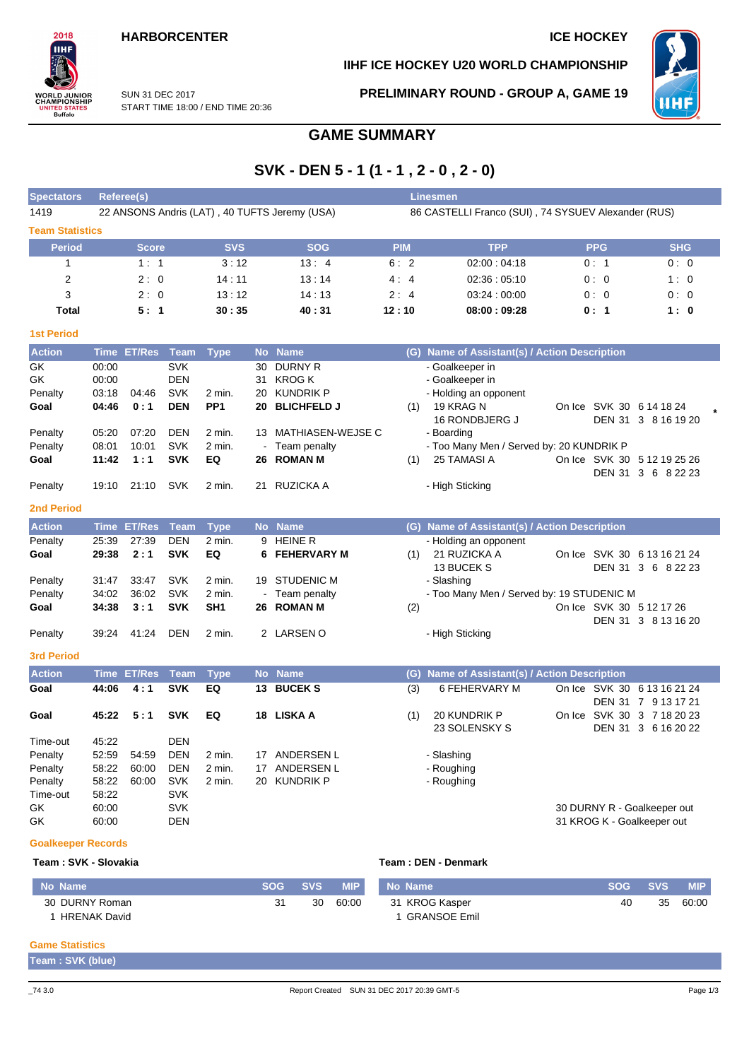**HARBORCENTER** | **ICE HOCKEY**

**IIHF ICE HOCKEY U20 WORLD CHAMPIONSHIP**

SUN 31 DEC 2017
START TIME 18:00 / END TIME 20:36

**PRELIMINARY ROUND - GROUP A, GAME 19**

# GAME SUMMARY

## SVK - DEN 5 - 1 (1 - 1 , 2 - 0 , 2 - 0)

| Spectators | Referee(s) | Linesmen |
|---|---|---|
| 1419 | 22 ANSONS Andris (LAT) , 40 TUFTS Jeremy (USA) | 86 CASTELLI Franco (SUI) , 74 SYSUEV Alexander (RUS) |

### Team Statistics

| Period | Score | SVS | SOG | PIM | TPP | PPG | SHG |
|---|---|---|---|---|---|---|---|
| 1 | 1 : 1 | 3 : 12 | 13 : 4 | 6 : 2 | 02:00 : 04:18 | 0 : 1 | 0 : 0 |
| 2 | 2 : 0 | 14 : 11 | 13 : 14 | 4 : 4 | 02:36 : 05:10 | 0 : 0 | 1 : 0 |
| 3 | 2 : 0 | 13 : 12 | 14 : 13 | 2 : 4 | 03:24 : 00:00 | 0 : 0 | 0 : 0 |
| **Total** | **5 : 1** | **30 : 35** | **40 : 31** | **12 : 10** | **08:00 : 09:28** | **0 : 1** | **1 : 0** |

### 1st Period

| Action | Time | ET/Res | Team | Type | No | Name | (G) | Name of Assistant(s) / Action Description | On Ice |
|---|---|---|---|---|---|---|---|---|---|
| GK | 00:00 | | SVK | | 30 | DURNY R | | - Goalkeeper in | |
| GK | 00:00 | | DEN | | 31 | KROG K | | - Goalkeeper in | |
| Penalty | 03:18 | 04:46 | SVK | 2 min. | 20 | KUNDRIK P | | - Holding an opponent | |
| **Goal** | **04:46** | **0 : 1** | **DEN** | **PP1** | **20** | **BLICHFELD J** | (1) | 19 KRAG N<br>16 RONDBJERG J | SVK 30 6 14 18 24<br>DEN 31 3 8 16 19 20 * |
| Penalty | 05:20 | 07:20 | DEN | 2 min. | 13 | MATHIASEN-WEJSE C | | - Boarding | |
| Penalty | 08:01 | 10:01 | SVK | 2 min. | - | Team penalty | | - Too Many Men / Served by: 20 KUNDRIK P | |
| **Goal** | **11:42** | **1 : 1** | **SVK** | **EQ** | **26** | **ROMAN M** | (1) | 25 TAMASI A | SVK 30 5 12 19 25 26<br>DEN 31 3 6 8 22 23 |
| Penalty | 19:10 | 21:10 | SVK | 2 min. | 21 | RUZICKA A | | - High Sticking | |

### 2nd Period

| Action | Time | ET/Res | Team | Type | No | Name | (G) | Name of Assistant(s) / Action Description | On Ice |
|---|---|---|---|---|---|---|---|---|---|
| Penalty | 25:39 | 27:39 | DEN | 2 min. | 9 | HEINE R | | - Holding an opponent | |
| **Goal** | **29:38** | **2 : 1** | **SVK** | **EQ** | **6** | **FEHERVARY M** | (1) | 21 RUZICKA A<br>13 BUCEK S | SVK 30 6 13 16 21 24<br>DEN 31 3 6 8 22 23 |
| Penalty | 31:47 | 33:47 | SVK | 2 min. | 19 | STUDENIC M | | - Slashing | |
| Penalty | 34:02 | 36:02 | SVK | 2 min. | - | Team penalty | | - Too Many Men / Served by: 19 STUDENIC M | |
| **Goal** | **34:38** | **3 : 1** | **SVK** | **SH1** | **26** | **ROMAN M** | (2) | | SVK 30 5 12 17 26<br>DEN 31 3 8 13 16 20 |
| Penalty | 39:24 | 41:24 | DEN | 2 min. | 2 | LARSEN O | | - High Sticking | |

### 3rd Period

| Action | Time | ET/Res | Team | Type | No | Name | (G) | Name of Assistant(s) / Action Description | On Ice |
|---|---|---|---|---|---|---|---|---|---|
| **Goal** | **44:06** | **4 : 1** | **SVK** | **EQ** | **13** | **BUCEK S** | (3) | 6 FEHERVARY M | SVK 30 6 13 16 21 24<br>DEN 31 7 9 13 17 21 |
| **Goal** | **45:22** | **5 : 1** | **SVK** | **EQ** | **18** | **LISKA A** | (1) | 20 KUNDRIK P<br>23 SOLENSKY S | SVK 30 3 7 18 20 23<br>DEN 31 3 6 16 20 22 |
| Time-out | 45:22 | | DEN | | | | | | |
| Penalty | 52:59 | 54:59 | DEN | 2 min. | 17 | ANDERSEN L | | - Slashing | |
| Penalty | 58:22 | 60:00 | DEN | 2 min. | 17 | ANDERSEN L | | - Roughing | |
| Penalty | 58:22 | 60:00 | SVK | 2 min. | 20 | KUNDRIK P | | - Roughing | |
| Time-out | 58:22 | | SVK | | | | | | |
| GK | 60:00 | | SVK | | | | | 30 DURNY R - Goalkeeper out | |
| GK | 60:00 | | DEN | | | | | 31 KROG K - Goalkeeper out | |

### Goalkeeper Records

**Team : SVK - Slovakia**

| No Name | SOG | SVS | MIP |
|---|---|---|---|
| 30 DURNY Roman | 31 | 30 | 60:00 |
| 1 HRENAK David | | | |

**Team : DEN - Denmark**

| No Name | SOG | SVS | MIP |
|---|---|---|---|
| 31 KROG Kasper | 40 | 35 | 60:00 |
| 1 GRANSOE Emil | | | |

### Game Statistics

**Team : SVK (blue)**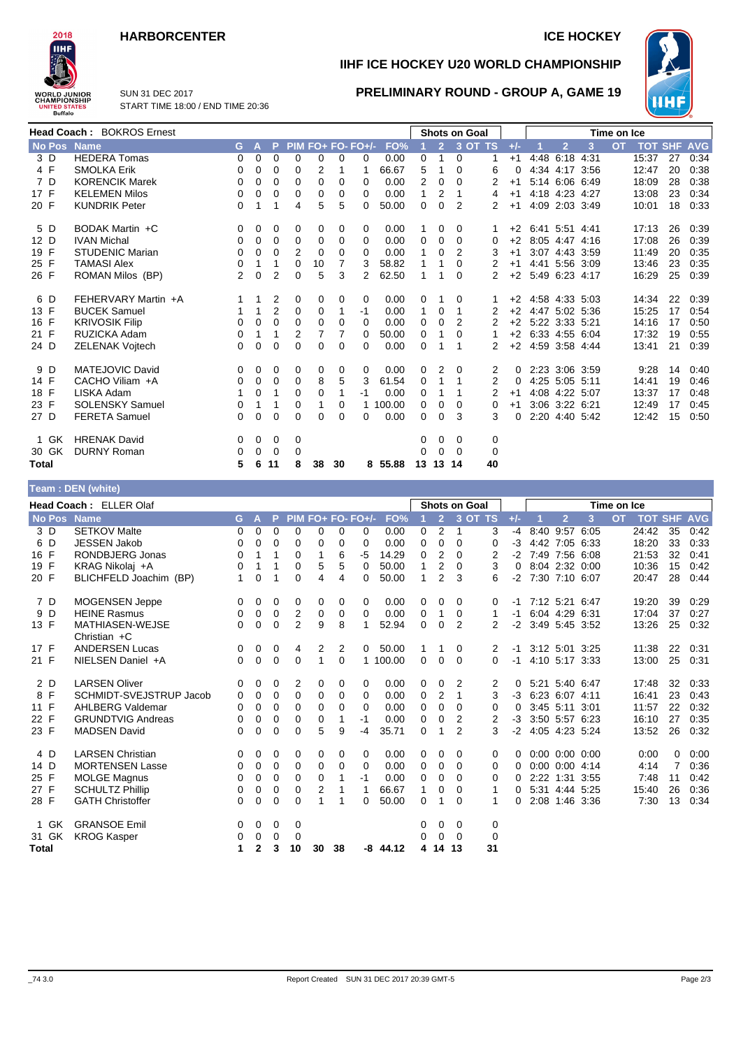HARBORCENTER

ICE HOCKEY

# IIHF ICE HOCKEY U20 WORLD CHAMPIONSHIP

SUN 31 DEC 2017
START TIME 18:00 / END TIME 20:36

## PRELIMINARY ROUND - GROUP A, GAME 19

**Head Coach :** BOKROS Ernest

| No | Pos | Name | G | A | P | PIM | FO+ | FO- | FO+/- | FO% | Shots on Goal 1 | 2 | 3 | OT | TS | +/- | Time on Ice 1 | 2 | 3 | OT | TOT | SHF | AVG |
|---|---|---|---|---|---|---|---|---|---|---|---|---|---|---|---|---|---|---|---|---|---|---|---|
| 3 | D | HEDERA Tomas | 0 | 0 | 0 | 0 | 0 | 0 | 0 | 0.00 | 0 | 1 | 0 | | 1 | +1 | 4:48 | 6:18 | 4:31 | | 15:37 | 27 | 0:34 |
| 4 | F | SMOLKA Erik | 0 | 0 | 0 | 0 | 2 | 1 | 1 | 66.67 | 5 | 1 | 0 | | 6 | 0 | 4:34 | 4:17 | 3:56 | | 12:47 | 20 | 0:38 |
| 7 | D | KORENCIK Marek | 0 | 0 | 0 | 0 | 0 | 0 | 0 | 0.00 | 2 | 0 | 0 | | 2 | +1 | 5:14 | 6:06 | 6:49 | | 18:09 | 28 | 0:38 |
| 17 | F | KELEMEN Milos | 0 | 0 | 0 | 0 | 0 | 0 | 0 | 0.00 | 1 | 2 | 1 | | 4 | +1 | 4:18 | 4:23 | 4:27 | | 13:08 | 23 | 0:34 |
| 20 | F | KUNDRIK Peter | 0 | 1 | 1 | 4 | 5 | 5 | 0 | 50.00 | 0 | 0 | 2 | | 2 | +1 | 4:09 | 2:03 | 3:49 | | 10:01 | 18 | 0:33 |
| 5 | D | BODAK Martin +C | 0 | 0 | 0 | 0 | 0 | 0 | 0 | 0.00 | 1 | 0 | 0 | | 1 | +2 | 6:41 | 5:51 | 4:41 | | 17:13 | 26 | 0:39 |
| 12 | D | IVAN Michal | 0 | 0 | 0 | 0 | 0 | 0 | 0 | 0.00 | 0 | 0 | 0 | | 0 | +2 | 8:05 | 4:47 | 4:16 | | 17:08 | 26 | 0:39 |
| 19 | F | STUDENIC Marian | 0 | 0 | 0 | 2 | 0 | 0 | 0 | 0.00 | 1 | 0 | 2 | | 3 | +1 | 3:07 | 4:43 | 3:59 | | 11:49 | 20 | 0:35 |
| 25 | F | TAMASI Alex | 0 | 1 | 1 | 0 | 10 | 7 | 3 | 58.82 | 1 | 1 | 0 | | 2 | +1 | 4:41 | 5:56 | 3:09 | | 13:46 | 23 | 0:35 |
| 26 | F | ROMAN Milos (BP) | 2 | 0 | 2 | 0 | 5 | 3 | 2 | 62.50 | 1 | 1 | 0 | | 2 | +2 | 5:49 | 6:23 | 4:17 | | 16:29 | 25 | 0:39 |
| 6 | D | FEHERVARY Martin +A | 1 | 1 | 2 | 0 | 0 | 0 | 0 | 0.00 | 0 | 1 | 0 | | 1 | +2 | 4:58 | 4:33 | 5:03 | | 14:34 | 22 | 0:39 |
| 13 | F | BUCEK Samuel | 1 | 1 | 2 | 0 | 0 | 1 | -1 | 0.00 | 1 | 0 | 1 | | 2 | +2 | 4:47 | 5:02 | 5:36 | | 15:25 | 17 | 0:54 |
| 16 | F | KRIVOSIK Filip | 0 | 0 | 0 | 0 | 0 | 0 | 0 | 0.00 | 0 | 0 | 2 | | 2 | +2 | 5:22 | 3:33 | 5:21 | | 14:16 | 17 | 0:50 |
| 21 | F | RUZICKA Adam | 0 | 1 | 1 | 2 | 7 | 7 | 0 | 50.00 | 0 | 1 | 0 | | 1 | +2 | 6:33 | 4:55 | 6:04 | | 17:32 | 19 | 0:55 |
| 24 | D | ZELENAK Vojtech | 0 | 0 | 0 | 0 | 0 | 0 | 0 | 0.00 | 0 | 1 | 1 | | 2 | +2 | 4:59 | 3:58 | 4:44 | | 13:41 | 21 | 0:39 |
| 9 | D | MATEJOVIC David | 0 | 0 | 0 | 0 | 0 | 0 | 0 | 0.00 | 0 | 2 | 0 | | 2 | 0 | 2:23 | 3:06 | 3:59 | | 9:28 | 14 | 0:40 |
| 14 | F | CACHO Viliam +A | 0 | 0 | 0 | 0 | 8 | 5 | 3 | 61.54 | 0 | 1 | 1 | | 2 | 0 | 4:25 | 5:05 | 5:11 | | 14:41 | 19 | 0:46 |
| 18 | F | LISKA Adam | 1 | 0 | 1 | 0 | 0 | 1 | -1 | 0.00 | 0 | 1 | 1 | | 2 | +1 | 4:08 | 4:22 | 5:07 | | 13:37 | 17 | 0:48 |
| 23 | F | SOLENSKY Samuel | 0 | 1 | 1 | 0 | 1 | 0 | 1 | 100.00 | 0 | 0 | 0 | | 0 | +1 | 3:06 | 3:22 | 6:21 | | 12:49 | 17 | 0:45 |
| 27 | D | FERETA Samuel | 0 | 0 | 0 | 0 | 0 | 0 | 0 | 0.00 | 0 | 0 | 3 | | 3 | 0 | 2:20 | 4:40 | 5:42 | | 12:42 | 15 | 0:50 |
| 1 | GK | HRENAK David | 0 | 0 | 0 | 0 | | | | | 0 | 0 | 0 | | 0 | | | | | | | | |
| 30 | GK | DURNY Roman | 0 | 0 | 0 | 0 | | | | | 0 | 0 | 0 | | 0 | | | | | | | | |
| **Total** | | | **5** | **6** | **11** | **8** | **38** | **30** | **8** | **55.88** | **13** | **13** | **14** | | **40** | | | | | | | | |

## Team : DEN (white)

**Head Coach :** ELLER Olaf

| No | Pos | Name | G | A | P | PIM | FO+ | FO- | FO+/- | FO% | Shots on Goal 1 | 2 | 3 | OT | TS | +/- | Time on Ice 1 | 2 | 3 | OT | TOT | SHF | AVG |
|---|---|---|---|---|---|---|---|---|---|---|---|---|---|---|---|---|---|---|---|---|---|---|---|
| 3 | D | SETKOV Malte | 0 | 0 | 0 | 0 | 0 | 0 | 0 | 0.00 | 0 | 2 | 1 | | 3 | -4 | 8:40 | 9:57 | 6:05 | | 24:42 | 35 | 0:42 |
| 6 | D | JESSEN Jakob | 0 | 0 | 0 | 0 | 0 | 0 | 0 | 0.00 | 0 | 0 | 0 | | 0 | -3 | 4:42 | 7:05 | 6:33 | | 18:20 | 33 | 0:33 |
| 16 | F | RONDBJERG Jonas | 0 | 1 | 1 | 0 | 1 | 6 | -5 | 14.29 | 0 | 2 | 0 | | 2 | -2 | 7:49 | 7:56 | 6:08 | | 21:53 | 32 | 0:41 |
| 19 | F | KRAG Nikolaj +A | 0 | 1 | 1 | 0 | 5 | 5 | 0 | 50.00 | 1 | 2 | 0 | | 3 | 0 | 8:04 | 2:32 | 0:00 | | 10:36 | 15 | 0:42 |
| 20 | F | BLICHFELD Joachim (BP) | 1 | 0 | 1 | 0 | 4 | 4 | 0 | 50.00 | 1 | 2 | 3 | | 6 | -2 | 7:30 | 7:10 | 6:07 | | 20:47 | 28 | 0:44 |
| 7 | D | MOGENSEN Jeppe | 0 | 0 | 0 | 0 | 0 | 0 | 0 | 0.00 | 0 | 0 | 0 | | 0 | -1 | 7:12 | 5:21 | 6:47 | | 19:20 | 39 | 0:29 |
| 9 | D | HEINE Rasmus | 0 | 0 | 0 | 2 | 0 | 0 | 0 | 0.00 | 0 | 1 | 0 | | 1 | -1 | 6:04 | 4:29 | 6:31 | | 17:04 | 37 | 0:27 |
| 13 | F | MATHIASEN-WEJSE Christian +C | 0 | 0 | 0 | 2 | 9 | 8 | 1 | 52.94 | 0 | 0 | 2 | | 2 | -2 | 3:49 | 5:45 | 3:52 | | 13:26 | 25 | 0:32 |
| 17 | F | ANDERSEN Lucas | 0 | 0 | 0 | 4 | 2 | 2 | 0 | 50.00 | 1 | 1 | 0 | | 2 | -1 | 3:12 | 5:01 | 3:25 | | 11:38 | 22 | 0:31 |
| 21 | F | NIELSEN Daniel +A | 0 | 0 | 0 | 0 | 1 | 0 | 1 | 100.00 | 0 | 0 | 0 | | 0 | -1 | 4:10 | 5:17 | 3:33 | | 13:00 | 25 | 0:31 |
| 2 | D | LARSEN Oliver | 0 | 0 | 0 | 2 | 0 | 0 | 0 | 0.00 | 0 | 0 | 2 | | 2 | 0 | 5:21 | 5:40 | 6:47 | | 17:48 | 32 | 0:33 |
| 8 | F | SCHMIDT-SVEJSTRUP Jacob | 0 | 0 | 0 | 0 | 0 | 0 | 0 | 0.00 | 0 | 2 | 1 | | 3 | -3 | 6:23 | 6:07 | 4:11 | | 16:41 | 23 | 0:43 |
| 11 | F | AHLBERG Valdemar | 0 | 0 | 0 | 0 | 0 | 0 | 0 | 0.00 | 0 | 0 | 0 | | 0 | 0 | 3:45 | 5:11 | 3:01 | | 11:57 | 22 | 0:32 |
| 22 | F | GRUNDTVIG Andreas | 0 | 0 | 0 | 0 | 0 | 1 | -1 | 0.00 | 0 | 0 | 2 | | 2 | -3 | 3:50 | 5:57 | 6:23 | | 16:10 | 27 | 0:35 |
| 23 | F | MADSEN David | 0 | 0 | 0 | 0 | 5 | 9 | -4 | 35.71 | 0 | 1 | 2 | | 3 | -2 | 4:05 | 4:23 | 5:24 | | 13:52 | 26 | 0:32 |
| 4 | D | LARSEN Christian | 0 | 0 | 0 | 0 | 0 | 0 | 0 | 0.00 | 0 | 0 | 0 | | 0 | 0 | 0:00 | 0:00 | 0:00 | | 0:00 | 0 | 0:00 |
| 14 | D | MORTENSEN Lasse | 0 | 0 | 0 | 0 | 0 | 0 | 0 | 0.00 | 0 | 0 | 0 | | 0 | 0 | 0:00 | 0:00 | 4:14 | | 4:14 | 7 | 0:36 |
| 25 | F | MOLGE Magnus | 0 | 0 | 0 | 0 | 0 | 1 | -1 | 0.00 | 0 | 0 | 0 | | 0 | 0 | 2:22 | 1:31 | 3:55 | | 7:48 | 11 | 0:42 |
| 27 | F | SCHULTZ Phillip | 0 | 0 | 0 | 0 | 2 | 1 | 1 | 66.67 | 1 | 0 | 0 | | 1 | 0 | 5:31 | 4:44 | 5:25 | | 15:40 | 26 | 0:36 |
| 28 | F | GATH Christoffer | 0 | 0 | 0 | 0 | 1 | 1 | 0 | 50.00 | 0 | 1 | 0 | | 1 | 0 | 2:08 | 1:46 | 3:36 | | 7:30 | 13 | 0:34 |
| 1 | GK | GRANSOE Emil | 0 | 0 | 0 | 0 | | | | | 0 | 0 | 0 | | 0 | | | | | | | | |
| 31 | GK | KROG Kasper | 0 | 0 | 0 | 0 | | | | | 0 | 0 | 0 | | 0 | | | | | | | | |
| **Total** | | | **1** | **2** | **3** | **10** | **30** | **38** | **-8** | **44.12** | **4** | **14** | **13** | | **31** | | | | | | | | |

_74 3.0 Report Created SUN 31 DEC 2017 20:39 GMT-5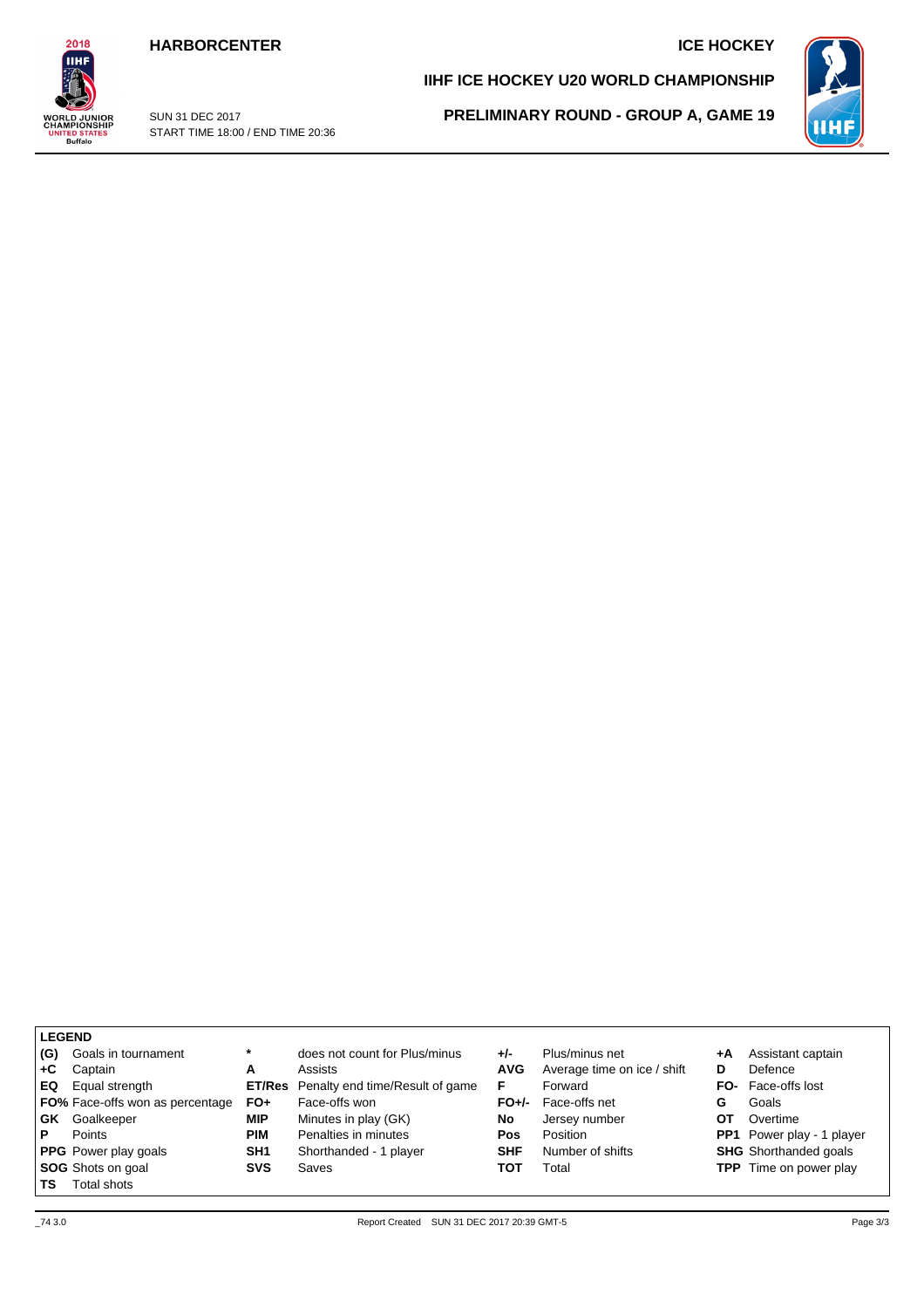**LEGEND**

| | | | | | | | |
|---|---|---|---|---|---|---|---|
| **(G)** | Goals in tournament | **\*** | does not count for Plus/minus | **+/-** | Plus/minus net | **+A** | Assistant captain |
| **+C** | Captain | **A** | Assists | **AVG** | Average time on ice / shift | **D** | Defence |
| **EQ** | Equal strength | **ET/Res** | Penalty end time/Result of game | **F** | Forward | **FO-** | Face-offs lost |
| **FO%** | Face-offs won as percentage | **FO+** | Face-offs won | **FO+/-** | Face-offs net | **G** | Goals |
| **GK** | Goalkeeper | **MIP** | Minutes in play (GK) | **No** | Jersey number | **OT** | Overtime |
| **P** | Points | **PIM** | Penalties in minutes | **Pos** | Position | **PP1** | Power play - 1 player |
| **PPG** | Power play goals | **SH1** | Shorthanded - 1 player | **SHF** | Number of shifts | **SHG** | Shorthanded goals |
| **SOG** | Shots on goal | **SVS** | Saves | **TOT** | Total | **TPP** | Time on power play |
| **TS** | Total shots | | | | | | |